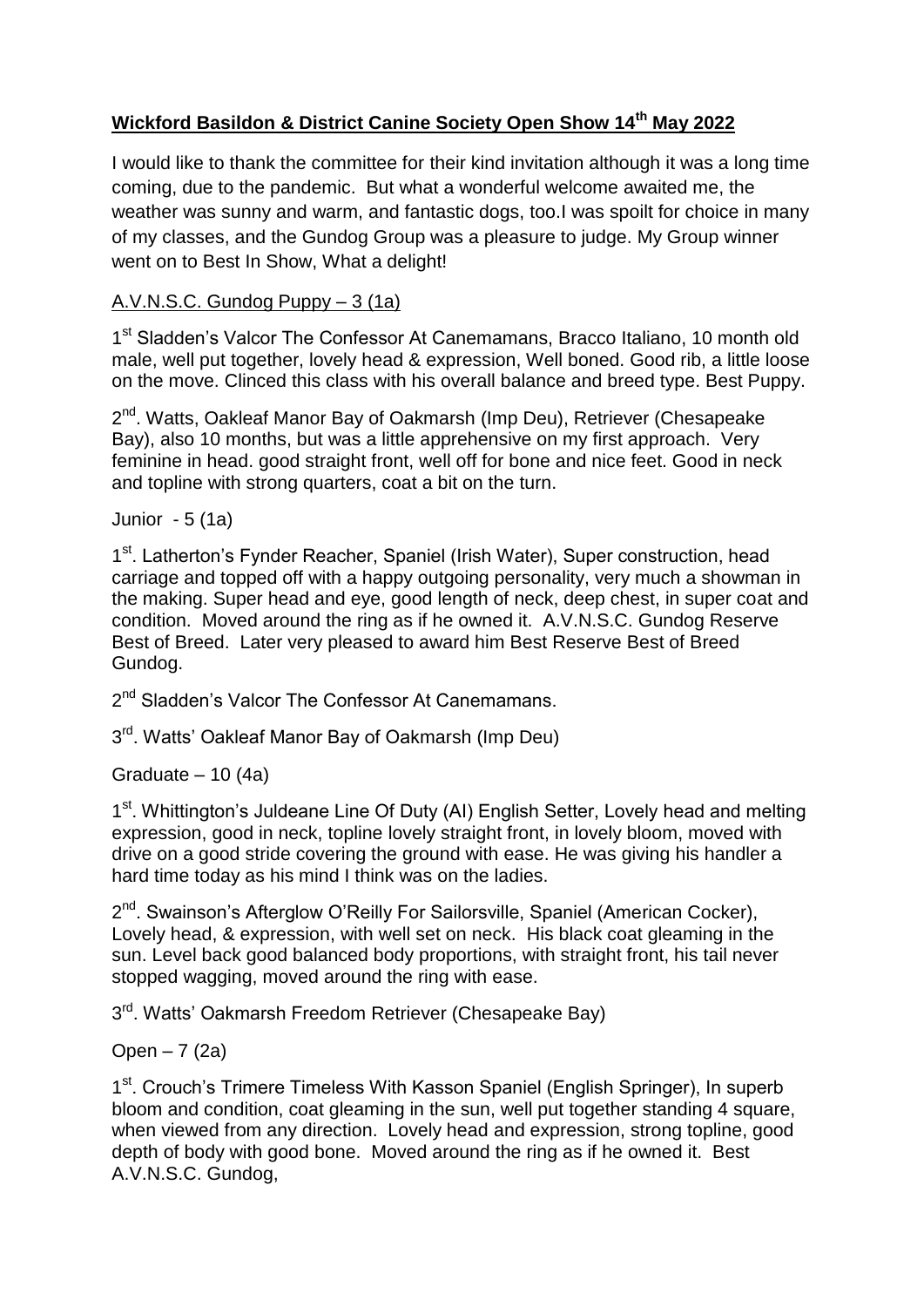**Wickford Basildon & District Canine Society Open Show 14th May 2022**

I would like to thank the committee for their kind invitation although it was a long time coming, due to the pandemic. But what a wonderful welcome awaited me, the weather was sunny and warm, and fantastic dogs, too.I was spoilt for choice in many of my classes, and the Gundog Group was a pleasure to judge. My Group winner went on to Best In Show, What a delight!

A.V.N.S.C. Gundog Puppy – 3 (1a)

1st Sladden's Valcor The Confessor At Canemamans, Bracco Italiano, 10 month old male, well put together, lovely head & expression, Well boned. Good rib, a little loose on the move. Clinced this class with his overall balance and breed type. Best Puppy.

2nd. Watts, Oakleaf Manor Bay of Oakmarsh (Imp Deu), Retriever (Chesapeake Bay), also 10 months, but was a little apprehensive on my first approach. Very feminine in head. good straight front, well off for bone and nice feet. Good in neck and topline with strong quarters, coat a bit on the turn.

Junior - 5 (1a)

1st. Latherton's Fynder Reacher, Spaniel (Irish Water), Super construction, head carriage and topped off with a happy outgoing personality, very much a showman in the making. Super head and eye, good length of neck, deep chest, in super coat and condition. Moved around the ring as if he owned it. A.V.N.S.C. Gundog Reserve Best of Breed. Later very pleased to award him Best Reserve Best of Breed Gundog.

2nd Sladden's Valcor The Confessor At Canemamans.

3rd. Watts' Oakleaf Manor Bay of Oakmarsh (Imp Deu)

Graduate – 10 (4a)

1st. Whittington's Juldeane Line Of Duty (AI) English Setter, Lovely head and melting expression, good in neck, topline lovely straight front, in lovely bloom, moved with drive on a good stride covering the ground with ease. He was giving his handler a hard time today as his mind I think was on the ladies.

2nd. Swainson's Afterglow O'Reilly For Sailorsville, Spaniel (American Cocker), Lovely head, & expression, with well set on neck. His black coat gleaming in the sun. Level back good balanced body proportions, with straight front, his tail never stopped wagging, moved around the ring with ease.

3rd. Watts' Oakmarsh Freedom Retriever (Chesapeake Bay)

Open – 7 (2a)

1st. Crouch's Trimere Timeless With Kasson Spaniel (English Springer), In superb bloom and condition, coat gleaming in the sun, well put together standing 4 square, when viewed from any direction. Lovely head and expression, strong topline, good depth of body with good bone. Moved around the ring as if he owned it. Best A.V.N.S.C. Gundog,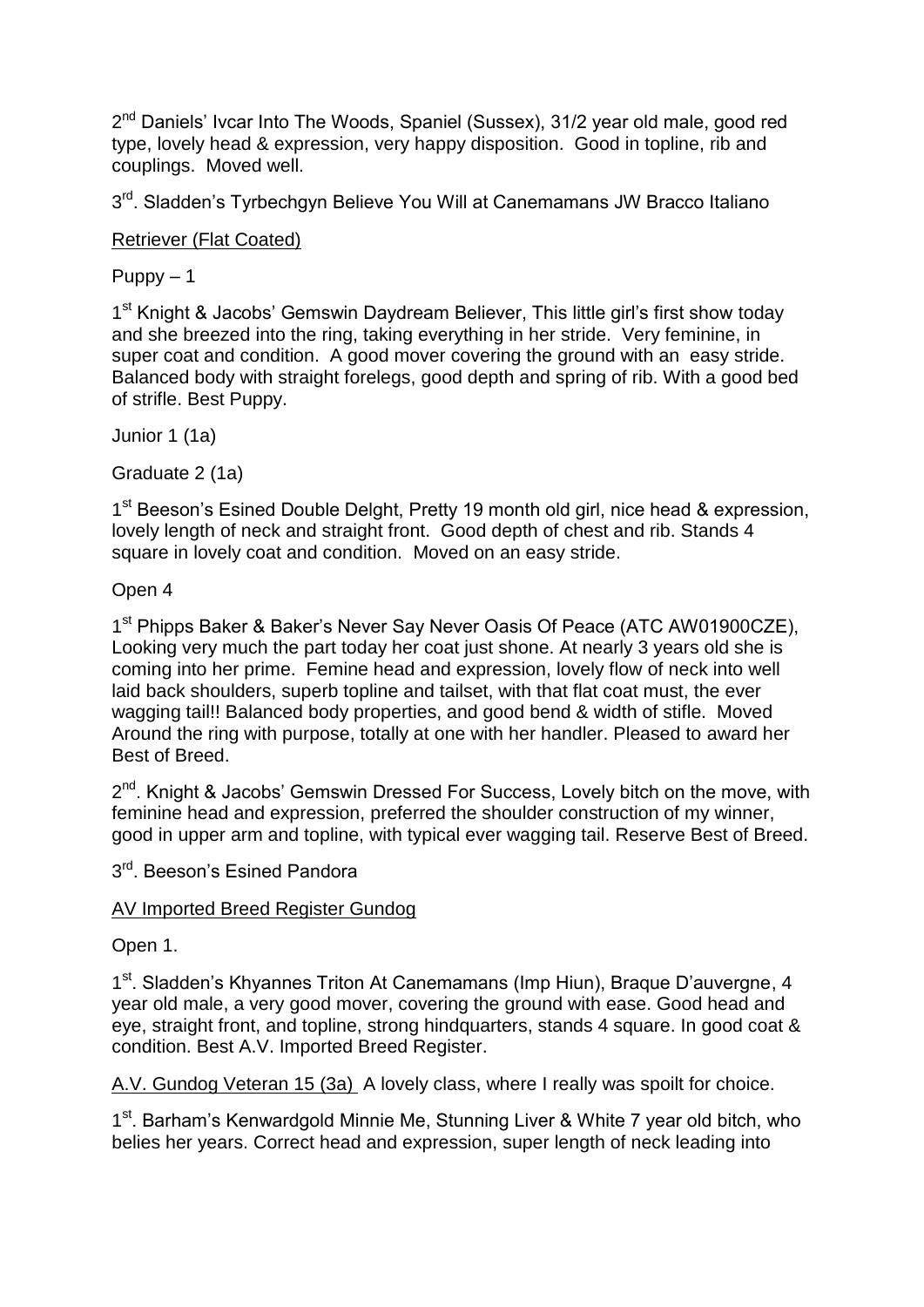2nd Daniels' Ivcar Into The Woods, Spaniel (Sussex), 31/2 year old male, good red type, lovely head & expression, very happy disposition. Good in topline, rib and couplings. Moved well.

3rd. Sladden's Tyrbechgyn Believe You Will at Canemamans JW Bracco Italiano

<u>Retriever (Flat Coated)</u>

Puppy – 1

1st Knight & Jacobs' Gemswin Daydream Believer, This little girl's first show today and she breezed into the ring, taking everything in her stride. Very feminine, in super coat and condition. A good mover covering the ground with an easy stride. Balanced body with straight forelegs, good depth and spring of rib. With a good bed of strifle. Best Puppy.

Junior 1 (1a)

Graduate 2 (1a)

1st Beeson's Esined Double Delght, Pretty 19 month old girl, nice head & expression, lovely length of neck and straight front. Good depth of chest and rib. Stands 4 square in lovely coat and condition. Moved on an easy stride.

Open 4

1st Phipps Baker & Baker's Never Say Never Oasis Of Peace (ATC AW01900CZE), Looking very much the part today her coat just shone. At nearly 3 years old she is coming into her prime. Femine head and expression, lovely flow of neck into well laid back shoulders, superb topline and tailset, with that flat coat must, the ever wagging tail!! Balanced body properties, and good bend & width of stifle. Moved Around the ring with purpose, totally at one with her handler. Pleased to award her Best of Breed.

2nd. Knight & Jacobs' Gemswin Dressed For Success, Lovely bitch on the move, with feminine head and expression, preferred the shoulder construction of my winner, good in upper arm and topline, with typical ever wagging tail. Reserve Best of Breed.

3rd. Beeson's Esined Pandora

<u>AV Imported Breed Register Gundog</u>

Open 1.

1st. Sladden's Khyannes Triton At Canemamans (Imp Hiun), Braque D'auvergne, 4 year old male, a very good mover, covering the ground with ease. Good head and eye, straight front, and topline, strong hindquarters, stands 4 square. In good coat & condition. Best A.V. Imported Breed Register.

<u>A.V. Gundog Veteran 15 (3a)</u> A lovely class, where I really was spoilt for choice.

1st. Barham's Kenwardgold Minnie Me, Stunning Liver & White 7 year old bitch, who belies her years. Correct head and expression, super length of neck leading into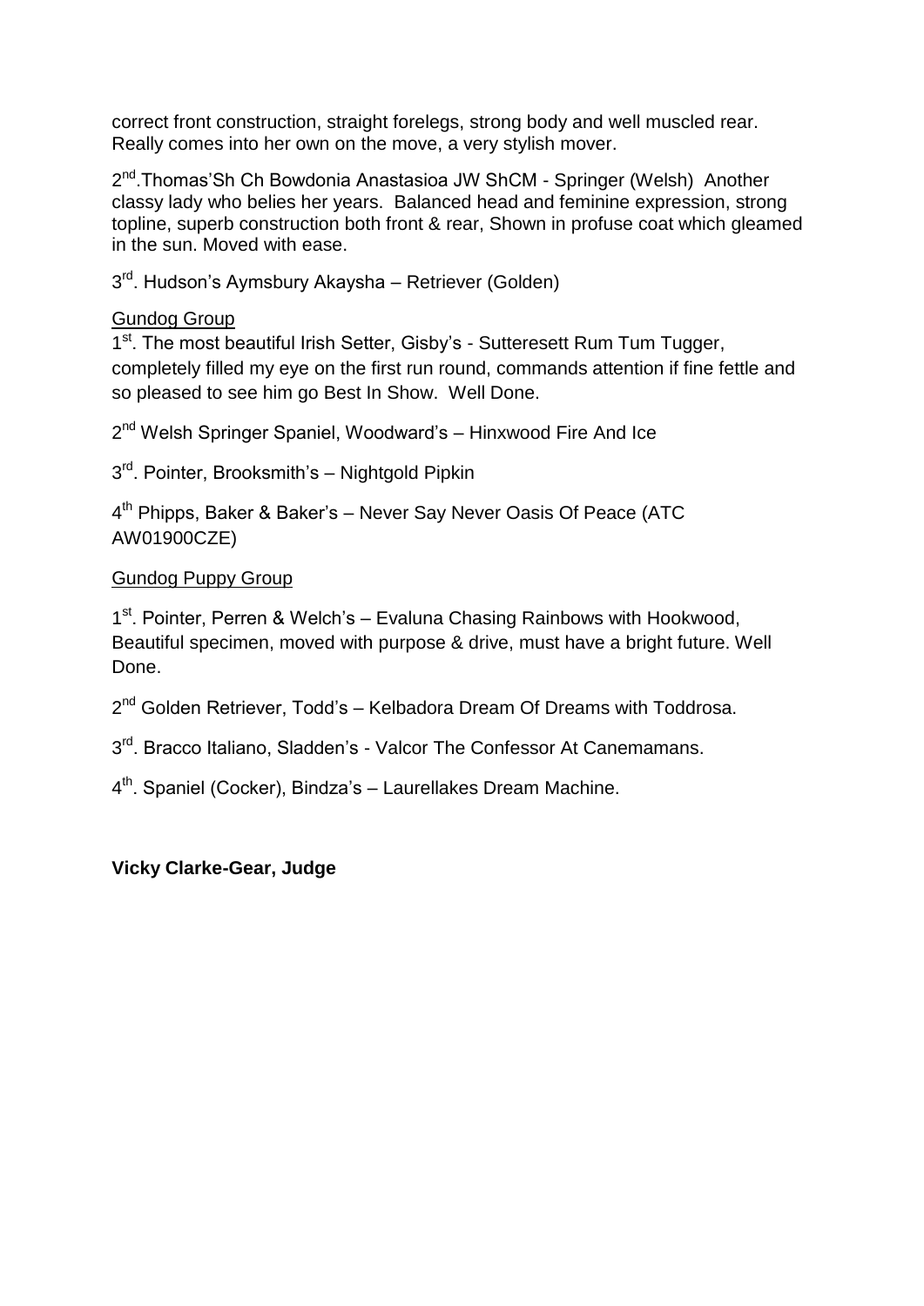correct front construction, straight forelegs, strong body and well muscled rear. Really comes into her own on the move, a very stylish mover.

2nd.Thomas'Sh Ch Bowdonia Anastasioa JW ShCM - Springer (Welsh) Another classy lady who belies her years. Balanced head and feminine expression, strong topline, superb construction both front & rear, Shown in profuse coat which gleamed in the sun. Moved with ease.

3rd. Hudson's Aymsbury Akaysha – Retriever (Golden)

Gundog Group

1st. The most beautiful Irish Setter, Gisby's - Sutteresett Rum Tum Tugger, completely filled my eye on the first run round, commands attention if fine fettle and so pleased to see him go Best In Show. Well Done.

2nd Welsh Springer Spaniel, Woodward's – Hinxwood Fire And Ice

3rd. Pointer, Brooksmith's – Nightgold Pipkin

4th Phipps, Baker & Baker's – Never Say Never Oasis Of Peace (ATC AW01900CZE)

Gundog Puppy Group

1st. Pointer, Perren & Welch's – Evaluna Chasing Rainbows with Hookwood, Beautiful specimen, moved with purpose & drive, must have a bright future. Well Done.

2nd Golden Retriever, Todd's – Kelbadora Dream Of Dreams with Toddrosa.

3rd. Bracco Italiano, Sladden's - Valcor The Confessor At Canemamans.

4th. Spaniel (Cocker), Bindza's – Laurellakes Dream Machine.

**Vicky Clarke-Gear, Judge**